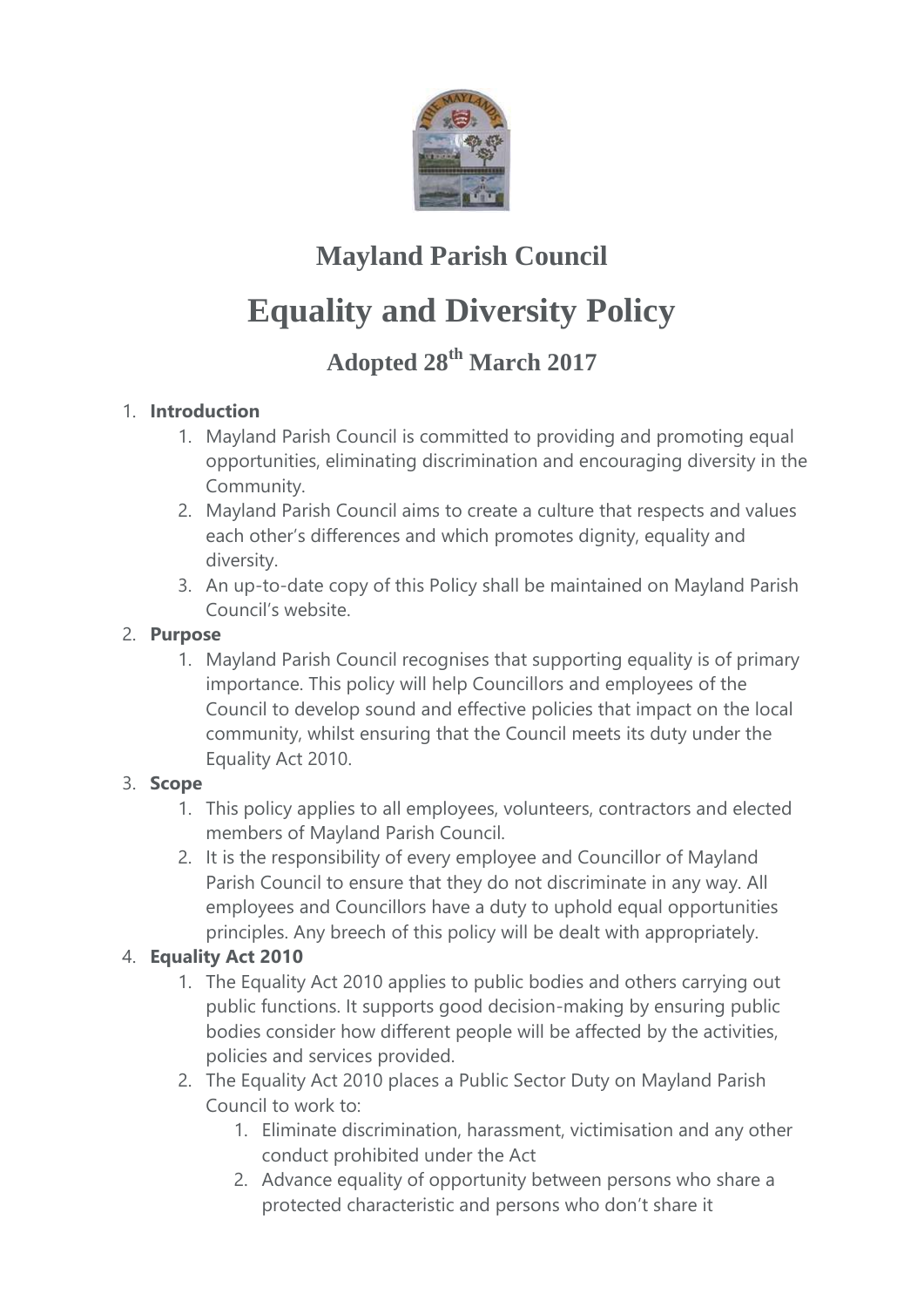# Mayland Parish Council

# Equality and Diversity Policy

## Adopted 28th March 2017

1. **Introduction**
    1. Mayland Parish Council is committed to providing and promoting equal opportunities, eliminating discrimination and encouraging diversity in the Community.
    2. Mayland Parish Council aims to create a culture that respects and values each other's differences and which promotes dignity, equality and diversity.
    3. An up-to-date copy of this Policy shall be maintained on Mayland Parish Council's website.
2. **Purpose**
    1. Mayland Parish Council recognises that supporting equality is of primary importance. This policy will help Councillors and employees of the Council to develop sound and effective policies that impact on the local community, whilst ensuring that the Council meets its duty under the Equality Act 2010.
3. **Scope**
    1. This policy applies to all employees, volunteers, contractors and elected members of Mayland Parish Council.
    2. It is the responsibility of every employee and Councillor of Mayland Parish Council to ensure that they do not discriminate in any way. All employees and Councillors have a duty to uphold equal opportunities principles. Any breech of this policy will be dealt with appropriately.
4. **Equality Act 2010**
    1. The Equality Act 2010 applies to public bodies and others carrying out public functions. It supports good decision-making by ensuring public bodies consider how different people will be affected by the activities, policies and services provided.
    2. The Equality Act 2010 places a Public Sector Duty on Mayland Parish Council to work to:
        1. Eliminate discrimination, harassment, victimisation and any other conduct prohibited under the Act
        2. Advance equality of opportunity between persons who share a protected characteristic and persons who don't share it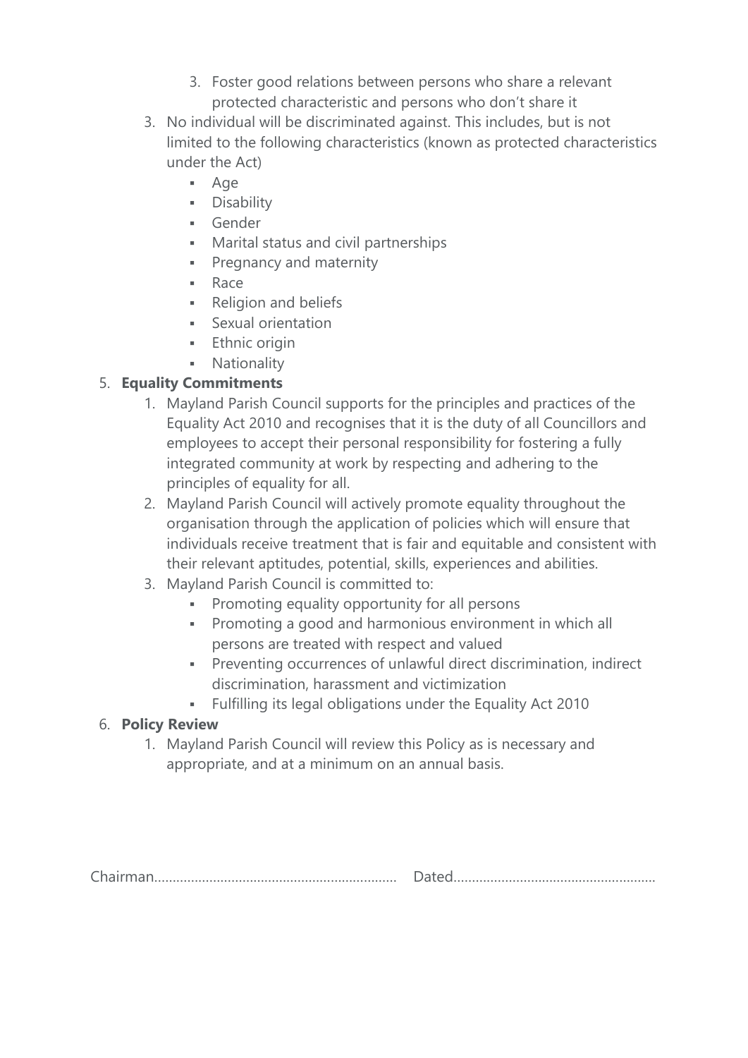3. Foster good relations between persons who share a relevant protected characteristic and persons who don't share it
3. No individual will be discriminated against. This includes, but is not limited to the following characteristics (known as protected characteristics under the Act)
   - Age
   - Disability
   - Gender
   - Marital status and civil partnerships
   - Pregnancy and maternity
   - Race
   - Religion and beliefs
   - Sexual orientation
   - Ethnic origin
   - Nationality

5. **Equality Commitments**
   1. Mayland Parish Council supports for the principles and practices of the Equality Act 2010 and recognises that it is the duty of all Councillors and employees to accept their personal responsibility for fostering a fully integrated community at work by respecting and adhering to the principles of equality for all.
   2. Mayland Parish Council will actively promote equality throughout the organisation through the application of policies which will ensure that individuals receive treatment that is fair and equitable and consistent with their relevant aptitudes, potential, skills, experiences and abilities.
   3. Mayland Parish Council is committed to:
      - Promoting equality opportunity for all persons
      - Promoting a good and harmonious environment in which all persons are treated with respect and valued
      - Preventing occurrences of unlawful direct discrimination, indirect discrimination, harassment and victimization
      - Fulfilling its legal obligations under the Equality Act 2010

6. **Policy Review**
   1. Mayland Parish Council will review this Policy as is necessary and appropriate, and at a minimum on an annual basis.

Chairman.................................................................. Dated.......................................................